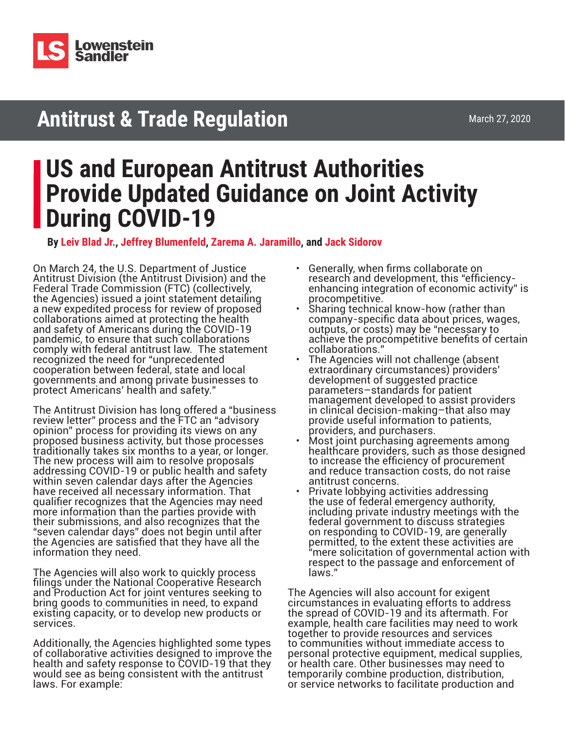Lowenstein Sandler

## Antitrust & Trade Regulation

March 27, 2020

# US and European Antitrust Authorities Provide Updated Guidance on Joint Activity During COVID-19

**By Leiv Blad Jr., Jeffrey Blumenfeld, Zarema A. Jaramillo, and Jack Sidorov**

On March 24, the U.S. Department of Justice Antitrust Division (the Antitrust Division) and the Federal Trade Commission (FTC) (collectively, the Agencies) issued a joint statement detailing a new expedited process for review of proposed collaborations aimed at protecting the health and safety of Americans during the COVID-19 pandemic, to ensure that such collaborations comply with federal antitrust law. The statement recognized the need for "unprecedented cooperation between federal, state and local governments and among private businesses to protect Americans' health and safety."

The Antitrust Division has long offered a "business review letter" process and the FTC an "advisory opinion" process for providing its views on any proposed business activity, but those processes traditionally takes six months to a year, or longer. The new process will aim to resolve proposals addressing COVID-19 or public health and safety within seven calendar days after the Agencies have received all necessary information. That qualifier recognizes that the Agencies may need more information than the parties provide with their submissions, and also recognizes that the "seven calendar days" does not begin until after the Agencies are satisfied that they have all the information they need.

The Agencies will also work to quickly process filings under the National Cooperative Research and Production Act for joint ventures seeking to bring goods to communities in need, to expand existing capacity, or to develop new products or services.

Additionally, the Agencies highlighted some types of collaborative activities designed to improve the health and safety response to COVID-19 that they would see as being consistent with the antitrust laws. For example:

- Generally, when firms collaborate on research and development, this "efficiency-enhancing integration of economic activity" is procompetitive.
- Sharing technical know-how (rather than company-specific data about prices, wages, outputs, or costs) may be "necessary to achieve the procompetitive benefits of certain collaborations."
- The Agencies will not challenge (absent extraordinary circumstances) providers' development of suggested practice parameters–standards for patient management developed to assist providers in clinical decision-making–that also may provide useful information to patients, providers, and purchasers.
- Most joint purchasing agreements among healthcare providers, such as those designed to increase the efficiency of procurement and reduce transaction costs, do not raise antitrust concerns.
- Private lobbying activities addressing the use of federal emergency authority, including private industry meetings with the federal government to discuss strategies on responding to COVID-19, are generally permitted, to the extent these activities are "mere solicitation of governmental action with respect to the passage and enforcement of laws."

The Agencies will also account for exigent circumstances in evaluating efforts to address the spread of COVID-19 and its aftermath. For example, health care facilities may need to work together to provide resources and services to communities without immediate access to personal protective equipment, medical supplies, or health care. Other businesses may need to temporarily combine production, distribution, or service networks to facilitate production and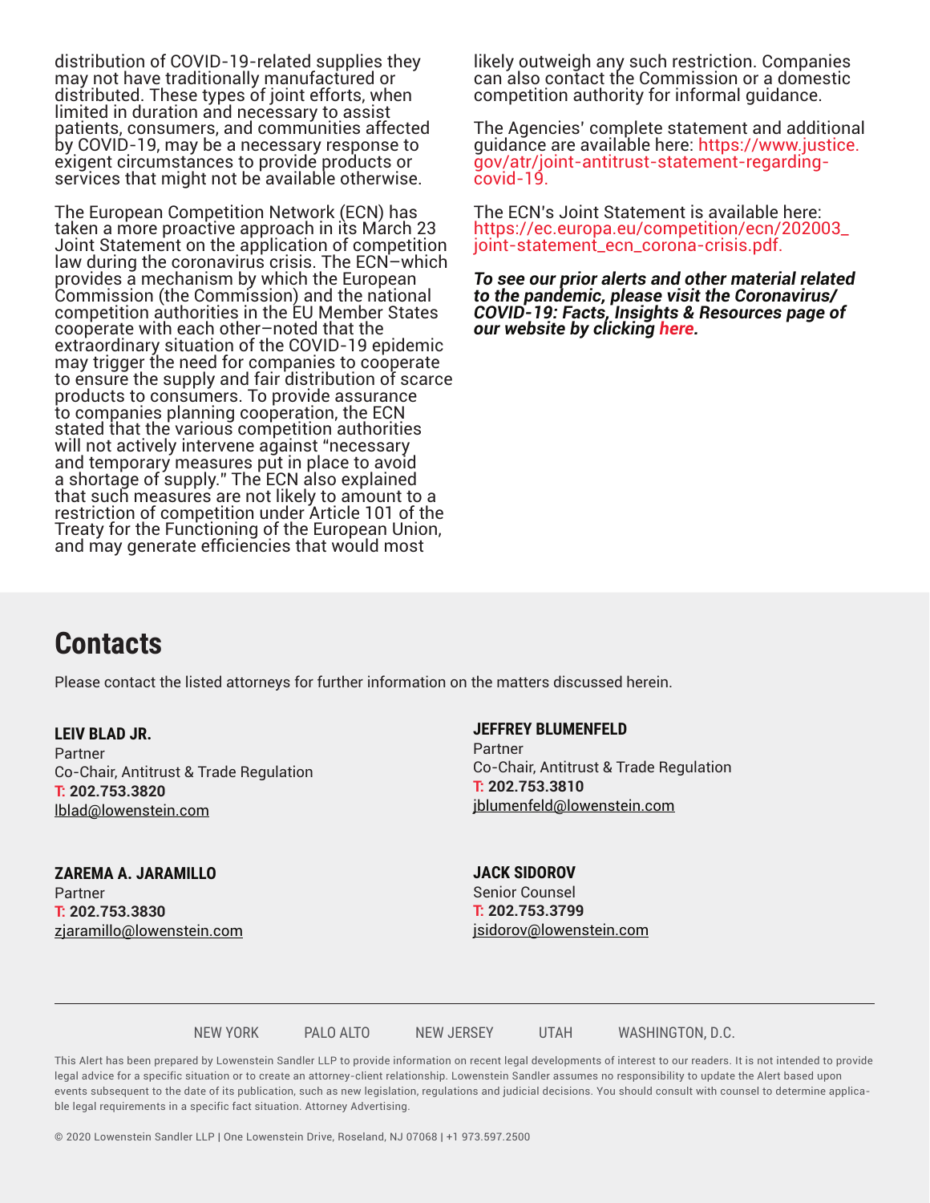distribution of COVID-19-related supplies they may not have traditionally manufactured or distributed. These types of joint efforts, when limited in duration and necessary to assist patients, consumers, and communities affected by COVID-19, may be a necessary response to exigent circumstances to provide products or services that might not be available otherwise.

The European Competition Network (ECN) has taken a more proactive approach in its March 23 Joint Statement on the application of competition law during the coronavirus crisis. The ECN—which provides a mechanism by which the European Commission (the Commission) and the national competition authorities in the EU Member States cooperate with each other—noted that the extraordinary situation of the COVID-19 epidemic may trigger the need for companies to cooperate to ensure the supply and fair distribution of scarce products to consumers. To provide assurance to companies planning cooperation, the ECN stated that the various competition authorities will not actively intervene against "necessary and temporary measures put in place to avoid a shortage of supply." The ECN also explained that such measures are not likely to amount to a restriction of competition under Article 101 of the Treaty for the Functioning of the European Union, and may generate efficiencies that would most likely outweigh any such restriction. Companies can also contact the Commission or a domestic competition authority for informal guidance.

The Agencies' complete statement and additional guidance are available here: https://www.justice.gov/atr/joint-antitrust-statement-regarding-covid-19.

The ECN's Joint Statement is available here: https://ec.europa.eu/competition/ecn/202003_joint-statement_ecn_corona-crisis.pdf.

***To see our prior alerts and other material related to the pandemic, please visit the Coronavirus/COVID-19: Facts, Insights & Resources page of our website by clicking here.***

## Contacts

Please contact the listed attorneys for further information on the matters discussed herein.

**LEIV BLAD JR.**
Partner
Co-Chair, Antitrust & Trade Regulation
T: **202.753.3820**
lblad@lowenstein.com

**JEFFREY BLUMENFELD**
Partner
Co-Chair, Antitrust & Trade Regulation
T: **202.753.3810**
jblumenfeld@lowenstein.com

**ZAREMA A. JARAMILLO**
Partner
T: **202.753.3830**
zjaramillo@lowenstein.com

**JACK SIDOROV**
Senior Counsel
T: **202.753.3799**
jsidorov@lowenstein.com

NEW YORK    PALO ALTO    NEW JERSEY    UTAH    WASHINGTON, D.C.

This Alert has been prepared by Lowenstein Sandler LLP to provide information on recent legal developments of interest to our readers. It is not intended to provide legal advice for a specific situation or to create an attorney-client relationship. Lowenstein Sandler assumes no responsibility to update the Alert based upon events subsequent to the date of its publication, such as new legislation, regulations and judicial decisions. You should consult with counsel to determine applicable legal requirements in a specific fact situation. Attorney Advertising.

© 2020 Lowenstein Sandler LLP | One Lowenstein Drive, Roseland, NJ 07068 | +1 973.597.2500